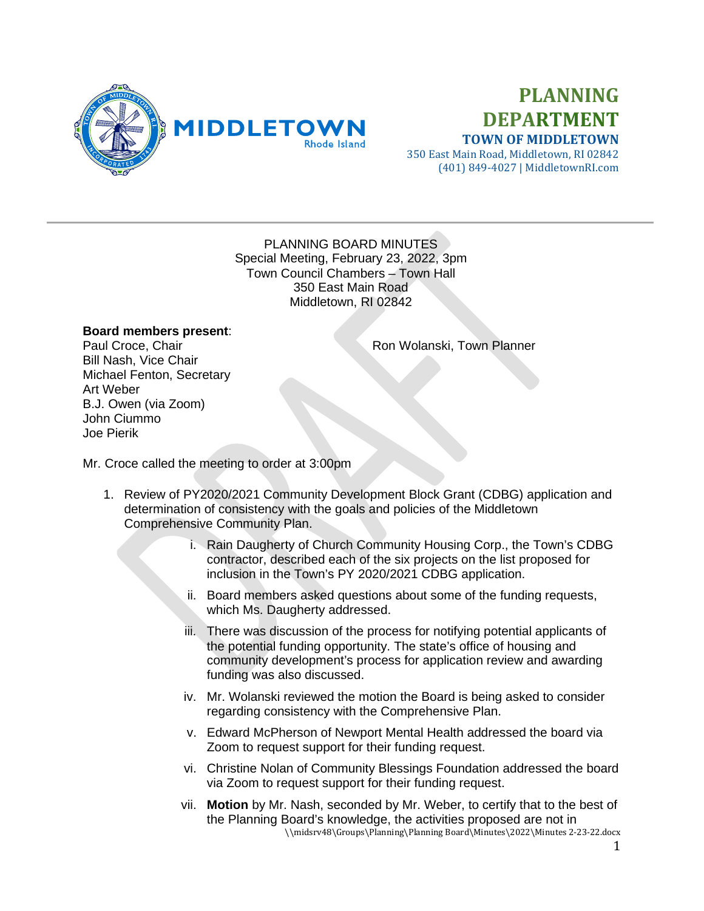# PLANNING DEPARTMENT

**TOWN OF MIDDLETOWN**
350 East Main Road, Middletown, RI 02842
(401) 849-4027 | MiddletownRI.com

PLANNING BOARD MINUTES
Special Meeting, February 23, 2022, 3pm
Town Council Chambers – Town Hall
350 East Main Road
Middletown, RI 02842

**Board members present**:
Paul Croce, Chair
Bill Nash, Vice Chair
Michael Fenton, Secretary
Art Weber
B.J. Owen (via Zoom)
John Ciummo
Joe Pierik

Ron Wolanski, Town Planner

Mr. Croce called the meeting to order at 3:00pm

1. Review of PY2020/2021 Community Development Block Grant (CDBG) application and determination of consistency with the goals and policies of the Middletown Comprehensive Community Plan.
   i. Rain Daugherty of Church Community Housing Corp., the Town's CDBG contractor, described each of the six projects on the list proposed for inclusion in the Town's PY 2020/2021 CDBG application.
   ii. Board members asked questions about some of the funding requests, which Ms. Daugherty addressed.
   iii. There was discussion of the process for notifying potential applicants of the potential funding opportunity. The state's office of housing and community development's process for application review and awarding funding was also discussed.
   iv. Mr. Wolanski reviewed the motion the Board is being asked to consider regarding consistency with the Comprehensive Plan.
   v. Edward McPherson of Newport Mental Health addressed the board via Zoom to request support for their funding request.
   vi. Christine Nolan of Community Blessings Foundation addressed the board via Zoom to request support for their funding request.
   vii. **Motion** by Mr. Nash, seconded by Mr. Weber, to certify that to the best of the Planning Board's knowledge, the activities proposed are not in

\\midsrv48\Groups\Planning\Planning Board\Minutes\2022\Minutes 2-23-22.docx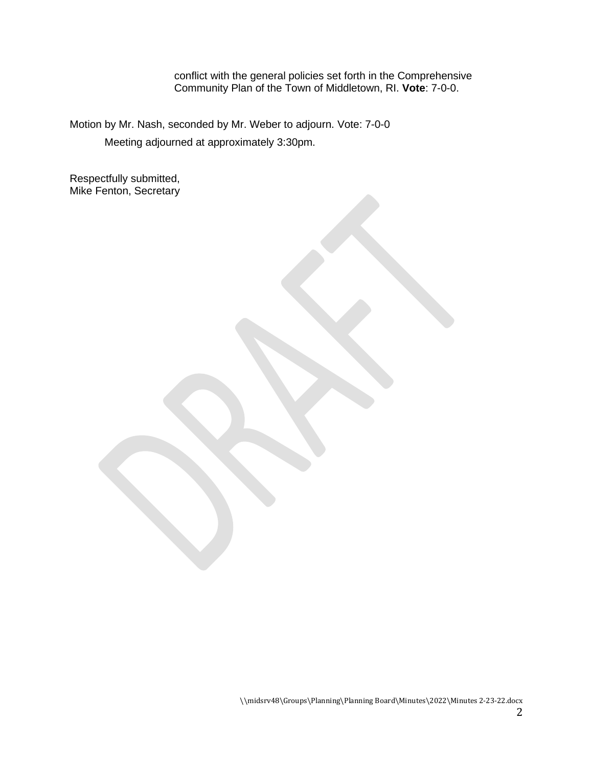conflict with the general policies set forth in the Comprehensive Community Plan of the Town of Middletown, RI. **Vote**: 7-0-0.

Motion by Mr. Nash, seconded by Mr. Weber to adjourn. Vote: 7-0-0

Meeting adjourned at approximately 3:30pm.

Respectfully submitted,
Mike Fenton, Secretary

\\midsrv48\Groups\Planning\Planning Board\Minutes\2022\Minutes 2-23-22.docx